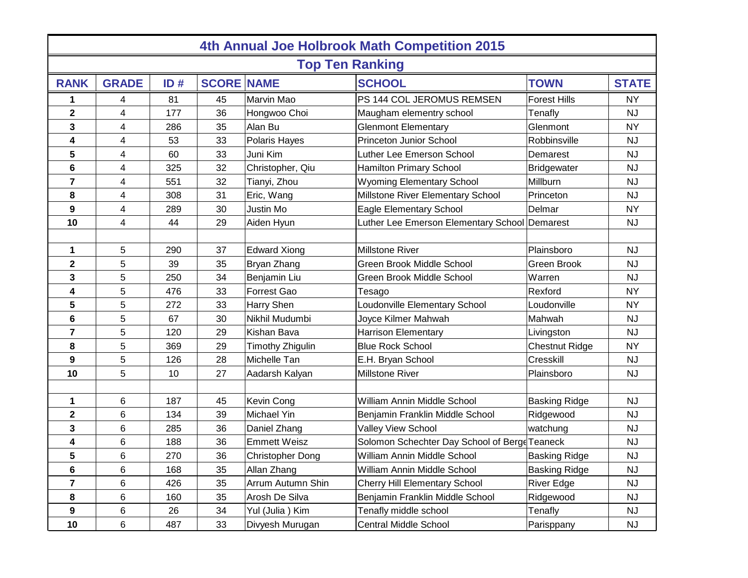# 4th Annual Joe Holbrook Math Competition 2015

## Top Ten Ranking

| RANK | GRADE | ID # | SCORE | NAME | SCHOOL | TOWN | STATE |
|---|---|---|---|---|---|---|---|
| 1 | 4 | 81 | 45 | Marvin Mao | PS 144 COL JEROMUS REMSEN | Forest Hills | NY |
| 2 | 4 | 177 | 36 | Hongwoo Choi | Maugham elementry school | Tenafly | NJ |
| 3 | 4 | 286 | 35 | Alan Bu | Glenmont Elementary | Glenmont | NY |
| 4 | 4 | 53 | 33 | Polaris Hayes | Princeton Junior School | Robbinsville | NJ |
| 5 | 4 | 60 | 33 | Juni Kim | Luther Lee Emerson School | Demarest | NJ |
| 6 | 4 | 325 | 32 | Christopher, Qiu | Hamilton Primary School | Bridgewater | NJ |
| 7 | 4 | 551 | 32 | Tianyi, Zhou | Wyoming Elementary School | Millburn | NJ |
| 8 | 4 | 308 | 31 | Eric, Wang | Millstone River Elementary School | Princeton | NJ |
| 9 | 4 | 289 | 30 | Justin Mo | Eagle Elementary School | Delmar | NY |
| 10 | 4 | 44 | 29 | Aiden Hyun | Luther Lee Emerson Elementary School | Demarest | NJ |
| | | | | | | | |
| 1 | 5 | 290 | 37 | Edward Xiong | Millstone River | Plainsboro | NJ |
| 2 | 5 | 39 | 35 | Bryan Zhang | Green Brook Middle School | Green Brook | NJ |
| 3 | 5 | 250 | 34 | Benjamin Liu | Green Brook Middle School | Warren | NJ |
| 4 | 5 | 476 | 33 | Forrest Gao | Tesago | Rexford | NY |
| 5 | 5 | 272 | 33 | Harry Shen | Loudonville Elementary School | Loudonville | NY |
| 6 | 5 | 67 | 30 | Nikhil Mudumbi | Joyce Kilmer Mahwah | Mahwah | NJ |
| 7 | 5 | 120 | 29 | Kishan Bava | Harrison Elementary | Livingston | NJ |
| 8 | 5 | 369 | 29 | Timothy Zhigulin | Blue Rock School | Chestnut Ridge | NY |
| 9 | 5 | 126 | 28 | Michelle Tan | E.H. Bryan School | Cresskill | NJ |
| 10 | 5 | 10 | 27 | Aadarsh Kalyan | Millstone River | Plainsboro | NJ |
| | | | | | | | |
| 1 | 6 | 187 | 45 | Kevin Cong | William Annin Middle School | Basking Ridge | NJ |
| 2 | 6 | 134 | 39 | Michael Yin | Benjamin Franklin Middle School | Ridgewood | NJ |
| 3 | 6 | 285 | 36 | Daniel Zhang | Valley View School | watchung | NJ |
| 4 | 6 | 188 | 36 | Emmett Weisz | Solomon Schechter Day School of Berge | Teaneck | NJ |
| 5 | 6 | 270 | 36 | Christopher Dong | William Annin Middle School | Basking Ridge | NJ |
| 6 | 6 | 168 | 35 | Allan Zhang | William Annin Middle School | Basking Ridge | NJ |
| 7 | 6 | 426 | 35 | Arrum Autumn Shin | Cherry Hill Elementary School | River Edge | NJ |
| 8 | 6 | 160 | 35 | Arosh De Silva | Benjamin Franklin Middle School | Ridgewood | NJ |
| 9 | 6 | 26 | 34 | Yul (Julia ) Kim | Tenafly middle school | Tenafly | NJ |
| 10 | 6 | 487 | 33 | Divyesh Murugan | Central Middle School | Parisppany | NJ |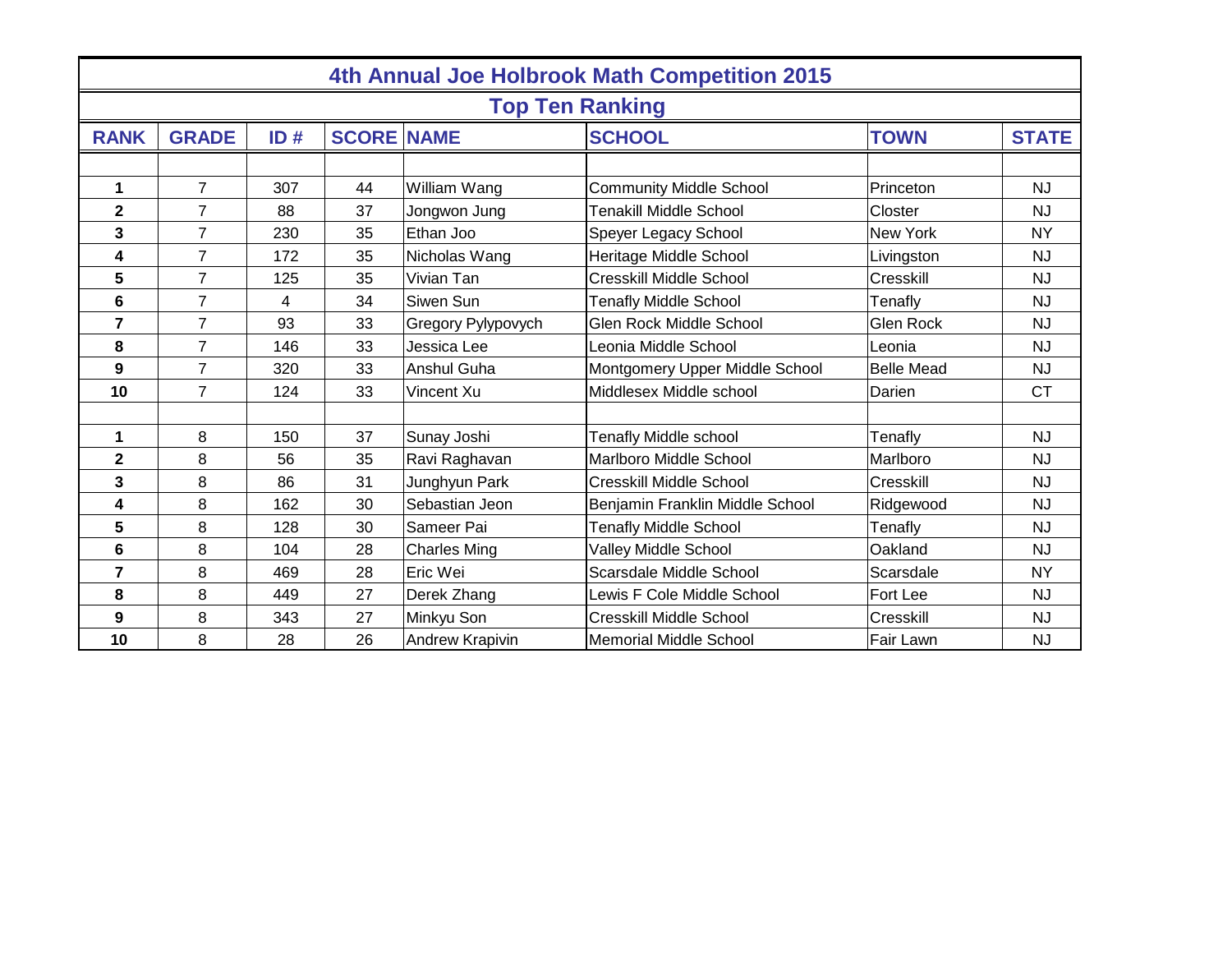# 4th Annual Joe Holbrook Math Competition 2015

## Top Ten Ranking

| RANK | GRADE | ID # | SCORE | NAME | SCHOOL | TOWN | STATE |
|---|---|---|---|---|---|---|---|
| | | | | | | | |
| **1** | 7 | 307 | 44 | William Wang | Community Middle School | Princeton | NJ |
| **2** | 7 | 88 | 37 | Jongwon Jung | Tenakill Middle School | Closter | NJ |
| **3** | 7 | 230 | 35 | Ethan Joo | Speyer Legacy School | New York | NY |
| **4** | 7 | 172 | 35 | Nicholas Wang | Heritage Middle School | Livingston | NJ |
| **5** | 7 | 125 | 35 | Vivian Tan | Cresskill Middle School | Cresskill | NJ |
| **6** | 7 | 4 | 34 | Siwen Sun | Tenafly Middle School | Tenafly | NJ |
| **7** | 7 | 93 | 33 | Gregory Pylypovych | Glen Rock Middle School | Glen Rock | NJ |
| **8** | 7 | 146 | 33 | Jessica Lee | Leonia Middle School | Leonia | NJ |
| **9** | 7 | 320 | 33 | Anshul Guha | Montgomery Upper Middle School | Belle Mead | NJ |
| **10** | 7 | 124 | 33 | Vincent Xu | Middlesex Middle school | Darien | CT |
| | | | | | | | |
| **1** | 8 | 150 | 37 | Sunay Joshi | Tenafly Middle school | Tenafly | NJ |
| **2** | 8 | 56 | 35 | Ravi Raghavan | Marlboro Middle School | Marlboro | NJ |
| **3** | 8 | 86 | 31 | Junghyun Park | Cresskill Middle School | Cresskill | NJ |
| **4** | 8 | 162 | 30 | Sebastian Jeon | Benjamin Franklin Middle School | Ridgewood | NJ |
| **5** | 8 | 128 | 30 | Sameer Pai | Tenafly Middle School | Tenafly | NJ |
| **6** | 8 | 104 | 28 | Charles Ming | Valley Middle School | Oakland | NJ |
| **7** | 8 | 469 | 28 | Eric Wei | Scarsdale Middle School | Scarsdale | NY |
| **8** | 8 | 449 | 27 | Derek Zhang | Lewis F Cole Middle School | Fort Lee | NJ |
| **9** | 8 | 343 | 27 | Minkyu Son | Cresskill Middle School | Cresskill | NJ |
| **10** | 8 | 28 | 26 | Andrew Krapivin | Memorial Middle School | Fair Lawn | NJ |